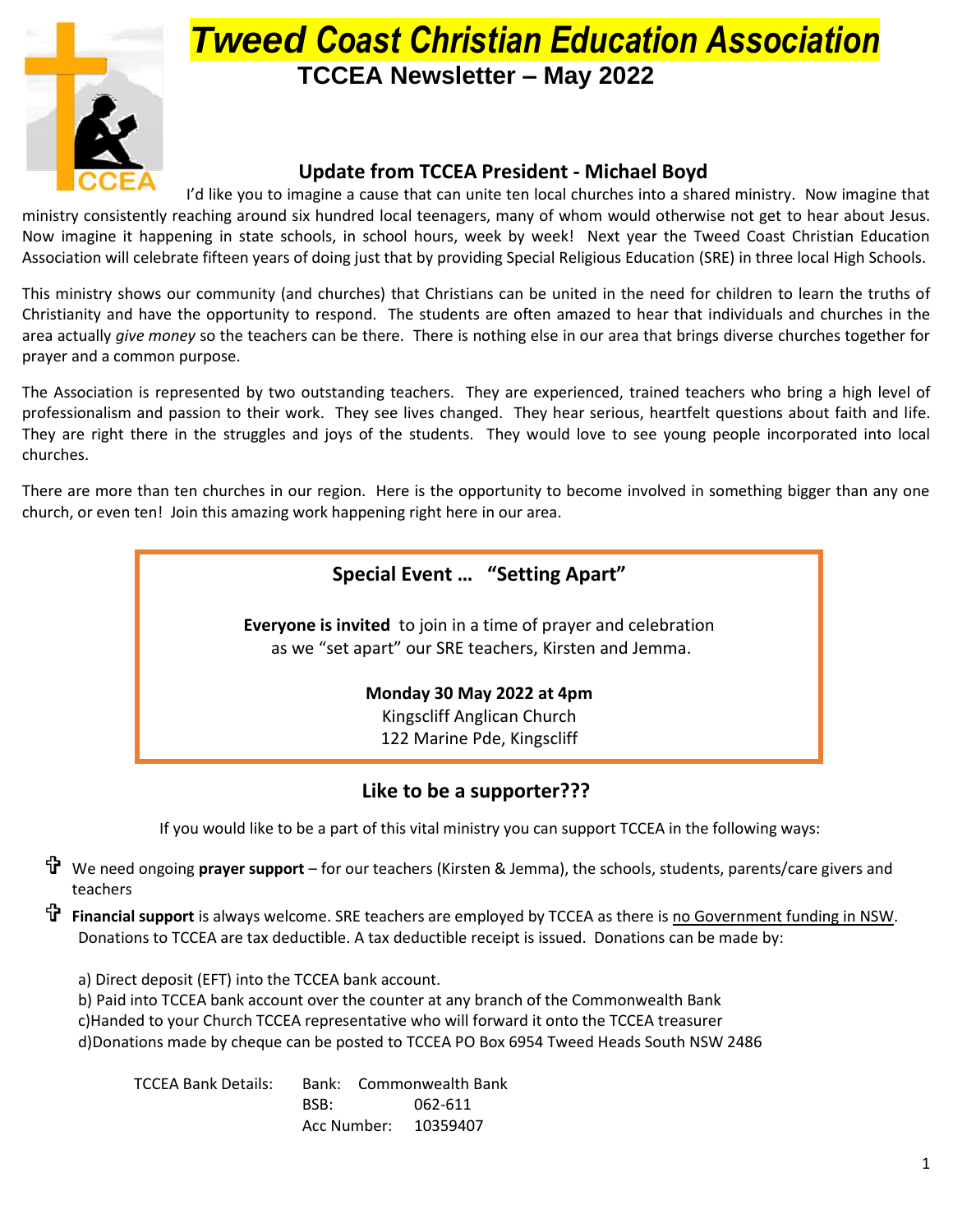# Tweed Coast Christian Education Association

## TCCEA Newsletter – May 2022

### Update from TCCEA President - Michael Boyd

I'd like you to imagine a cause that can unite ten local churches into a shared ministry. Now imagine that ministry consistently reaching around six hundred local teenagers, many of whom would otherwise not get to hear about Jesus. Now imagine it happening in state schools, in school hours, week by week! Next year the Tweed Coast Christian Education Association will celebrate fifteen years of doing just that by providing Special Religious Education (SRE) in three local High Schools.

This ministry shows our community (and churches) that Christians can be united in the need for children to learn the truths of Christianity and have the opportunity to respond. The students are often amazed to hear that individuals and churches in the area actually *give money* so the teachers can be there. There is nothing else in our area that brings diverse churches together for prayer and a common purpose.

The Association is represented by two outstanding teachers. They are experienced, trained teachers who bring a high level of professionalism and passion to their work. They see lives changed. They hear serious, heartfelt questions about faith and life. They are right there in the struggles and joys of the students. They would love to see young people incorporated into local churches.

There are more than ten churches in our region. Here is the opportunity to become involved in something bigger than any one church, or even ten! Join this amazing work happening right here in our area.

### Special Event … "Setting Apart"

**Everyone is invited** to join in a time of prayer and celebration as we "set apart" our SRE teachers, Kirsten and Jemma.

**Monday 30 May 2022 at 4pm**
Kingscliff Anglican Church
122 Marine Pde, Kingscliff

### Like to be a supporter???

If you would like to be a part of this vital ministry you can support TCCEA in the following ways:

- We need ongoing **prayer support** – for our teachers (Kirsten & Jemma), the schools, students, parents/care givers and teachers
- **Financial support** is always welcome. SRE teachers are employed by TCCEA as there is no Government funding in NSW. Donations to TCCEA are tax deductible. A tax deductible receipt is issued. Donations can be made by:

  a) Direct deposit (EFT) into the TCCEA bank account.
  b) Paid into TCCEA bank account over the counter at any branch of the Commonwealth Bank
  c)Handed to your Church TCCEA representative who will forward it onto the TCCEA treasurer
  d)Donations made by cheque can be posted to TCCEA PO Box 6954 Tweed Heads South NSW 2486

TCCEA Bank Details:
Bank: Commonwealth Bank
BSB: 062-611
Acc Number: 10359407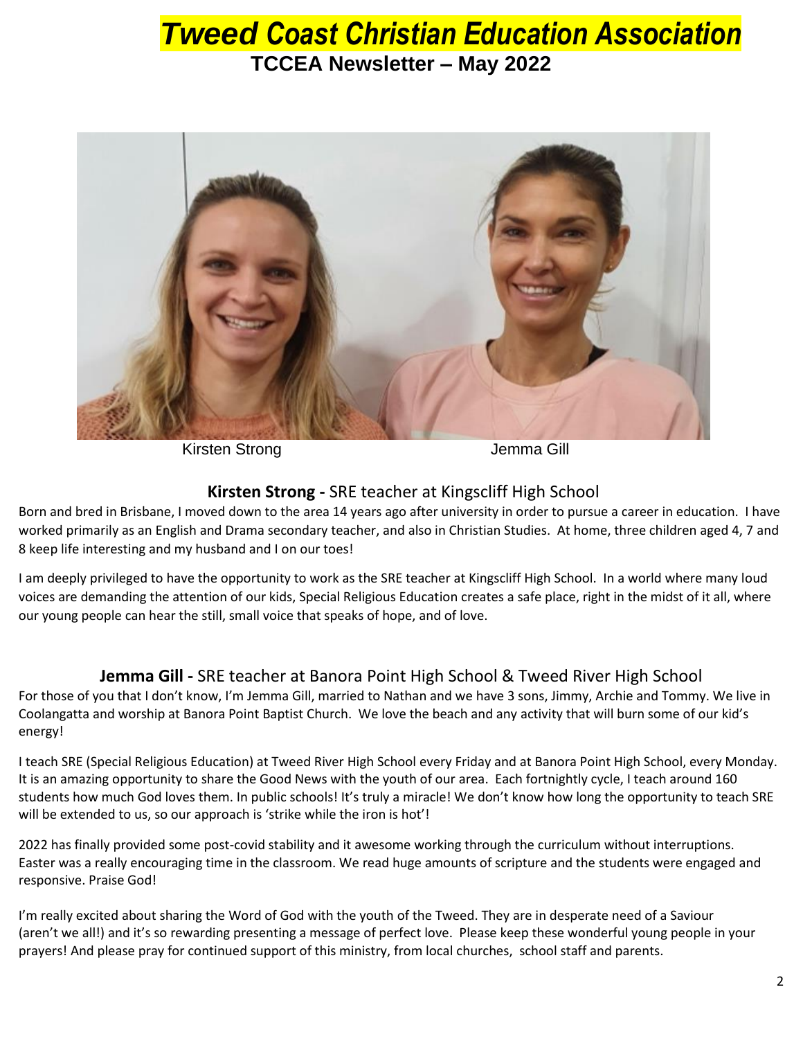# *Tweed Coast Christian Education Association*

## TCCEA Newsletter – May 2022

Kirsten Strong Jemma Gill

### **Kirsten Strong -** SRE teacher at Kingscliff High School

Born and bred in Brisbane, I moved down to the area 14 years ago after university in order to pursue a career in education. I have worked primarily as an English and Drama secondary teacher, and also in Christian Studies. At home, three children aged 4, 7 and 8 keep life interesting and my husband and I on our toes!

I am deeply privileged to have the opportunity to work as the SRE teacher at Kingscliff High School. In a world where many loud voices are demanding the attention of our kids, Special Religious Education creates a safe place, right in the midst of it all, where our young people can hear the still, small voice that speaks of hope, and of love.

### **Jemma Gill -** SRE teacher at Banora Point High School & Tweed River High School

For those of you that I don't know, I'm Jemma Gill, married to Nathan and we have 3 sons, Jimmy, Archie and Tommy. We live in Coolangatta and worship at Banora Point Baptist Church. We love the beach and any activity that will burn some of our kid's energy!

I teach SRE (Special Religious Education) at Tweed River High School every Friday and at Banora Point High School, every Monday. It is an amazing opportunity to share the Good News with the youth of our area. Each fortnightly cycle, I teach around 160 students how much God loves them. In public schools! It's truly a miracle! We don't know how long the opportunity to teach SRE will be extended to us, so our approach is 'strike while the iron is hot'!

2022 has finally provided some post-covid stability and it awesome working through the curriculum without interruptions. Easter was a really encouraging time in the classroom. We read huge amounts of scripture and the students were engaged and responsive. Praise God!

I'm really excited about sharing the Word of God with the youth of the Tweed. They are in desperate need of a Saviour (aren't we all!) and it's so rewarding presenting a message of perfect love. Please keep these wonderful young people in your prayers! And please pray for continued support of this ministry, from local churches, school staff and parents.